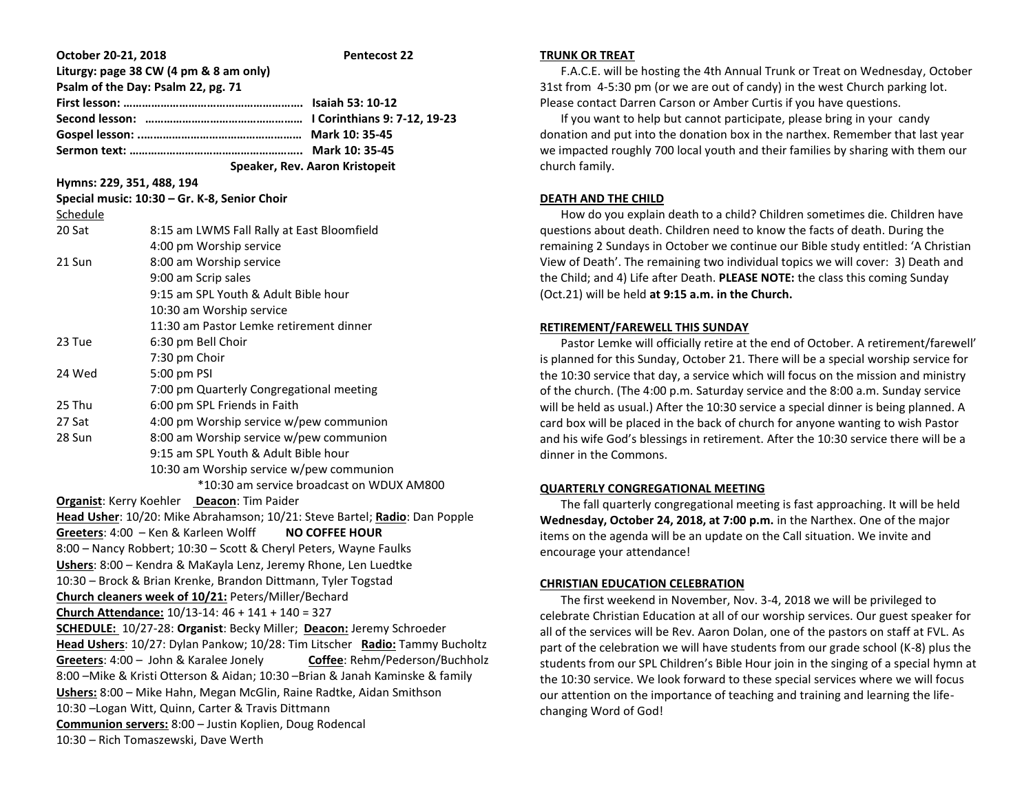**October 20-21, 2018** **Pentecost 22**

**Liturgy: page 38 CW (4 pm & 8 am only)**

**Psalm of the Day: Psalm 22, pg. 71**

**First lesson: ………………………………………………. Isaiah 53: 10-12**

**Second lesson: ………………………………………… I Corinthians 9: 7-12, 19-23**

**Gospel lesson: ……………………………………………. Mark 10: 35-45**

**Sermon text: ………………………………………………. Mark 10: 35-45**

**Speaker, Rev. Aaron Kristopeit**

**Hymns: 229, 351, 488, 194**

**Special music: 10:30 – Gr. K-8, Senior Choir**

Schedule

| | |
|---|---|
| 20 Sat | 8:15 am LWMS Fall Rally at East Bloomfield |
| | 4:00 pm Worship service |
| 21 Sun | 8:00 am Worship service |
| | 9:00 am Scrip sales |
| | 9:15 am SPL Youth & Adult Bible hour |
| | 10:30 am Worship service |
| | 11:30 am Pastor Lemke retirement dinner |
| 23 Tue | 6:30 pm Bell Choir |
| | 7:30 pm Choir |
| 24 Wed | 5:00 pm PSI |
| | 7:00 pm Quarterly Congregational meeting |
| 25 Thu | 6:00 pm SPL Friends in Faith |
| 27 Sat | 4:00 pm Worship service w/pew communion |
| 28 Sun | 8:00 am Worship service w/pew communion |
| | 9:15 am SPL Youth & Adult Bible hour |
| | 10:30 am Worship service w/pew communion |
| | *10:30 am service broadcast on WDUX AM800 |

**Organist**: Kerry Koehler **Deacon**: Tim Paider

**Head Usher**: 10/20: Mike Abrahamson; 10/21: Steve Bartel; **Radio**: Dan Popple

**Greeters**: 4:00 – Ken & Karleen Wolff **NO COFFEE HOUR**

8:00 – Nancy Robbert; 10:30 – Scott & Cheryl Peters, Wayne Faulks

**Ushers**: 8:00 – Kendra & MaKayla Lenz, Jeremy Rhone, Len Luedtke

10:30 – Brock & Brian Krenke, Brandon Dittmann, Tyler Togstad

**Church cleaners week of 10/21:** Peters/Miller/Bechard

**Church Attendance:** 10/13-14: 46 + 141 + 140 = 327

**SCHEDULE:** 10/27-28: **Organist**: Becky Miller; **Deacon:** Jeremy Schroeder

**Head Ushers**: 10/27: Dylan Pankow; 10/28: Tim Litscher **Radio:** Tammy Bucholtz

**Greeters**: 4:00 – John & Karalee Jonely **Coffee**: Rehm/Pederson/Buchholz

8:00 –Mike & Kristi Otterson & Aidan; 10:30 –Brian & Janah Kaminske & family

**Ushers:** 8:00 – Mike Hahn, Megan McGlin, Raine Radtke, Aidan Smithson

10:30 –Logan Witt, Quinn, Carter & Travis Dittmann

**Communion servers:** 8:00 – Justin Koplien, Doug Rodencal

10:30 – Rich Tomaszewski, Dave Werth

## TRUNK OR TREAT

F.A.C.E. will be hosting the 4th Annual Trunk or Treat on Wednesday, October 31st from 4-5:30 pm (or we are out of candy) in the west Church parking lot. Please contact Darren Carson or Amber Curtis if you have questions.

If you want to help but cannot participate, please bring in your candy donation and put into the donation box in the narthex. Remember that last year we impacted roughly 700 local youth and their families by sharing with them our church family.

## DEATH AND THE CHILD

How do you explain death to a child? Children sometimes die. Children have questions about death. Children need to know the facts of death. During the remaining 2 Sundays in October we continue our Bible study entitled: 'A Christian View of Death'. The remaining two individual topics we will cover: 3) Death and the Child; and 4) Life after Death. **PLEASE NOTE:** the class this coming Sunday (Oct.21) will be held **at 9:15 a.m. in the Church.**

## RETIREMENT/FAREWELL THIS SUNDAY

Pastor Lemke will officially retire at the end of October. A retirement/farewell' is planned for this Sunday, October 21. There will be a special worship service for the 10:30 service that day, a service which will focus on the mission and ministry of the church. (The 4:00 p.m. Saturday service and the 8:00 a.m. Sunday service will be held as usual.) After the 10:30 service a special dinner is being planned. A card box will be placed in the back of church for anyone wanting to wish Pastor and his wife God's blessings in retirement. After the 10:30 service there will be a dinner in the Commons.

## QUARTERLY CONGREGATIONAL MEETING

The fall quarterly congregational meeting is fast approaching. It will be held **Wednesday, October 24, 2018, at 7:00 p.m.** in the Narthex. One of the major items on the agenda will be an update on the Call situation. We invite and encourage your attendance!

## CHRISTIAN EDUCATION CELEBRATION

The first weekend in November, Nov. 3-4, 2018 we will be privileged to celebrate Christian Education at all of our worship services. Our guest speaker for all of the services will be Rev. Aaron Dolan, one of the pastors on staff at FVL. As part of the celebration we will have students from our grade school (K-8) plus the students from our SPL Children's Bible Hour join in the singing of a special hymn at the 10:30 service. We look forward to these special services where we will focus our attention on the importance of teaching and training and learning the life-changing Word of God!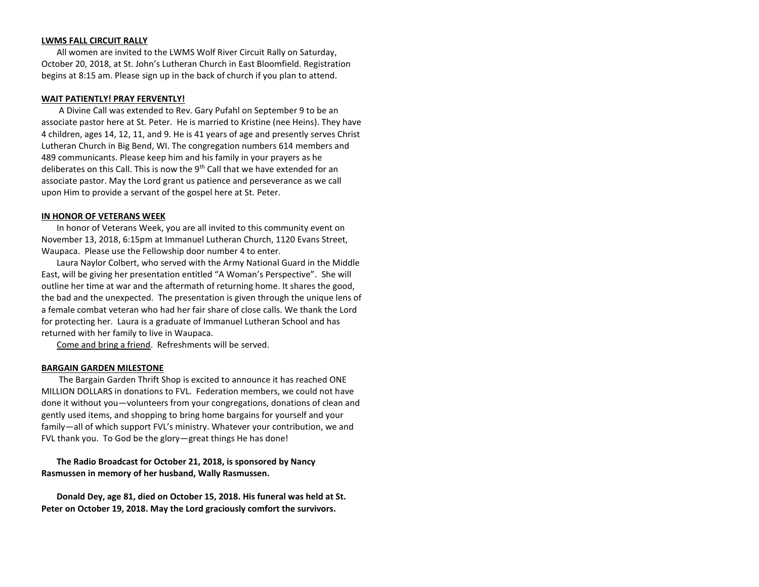**LWMS FALL CIRCUIT RALLY**

All women are invited to the LWMS Wolf River Circuit Rally on Saturday, October 20, 2018, at St. John's Lutheran Church in East Bloomfield. Registration begins at 8:15 am. Please sign up in the back of church if you plan to attend.

**WAIT PATIENTLY! PRAY FERVENTLY!**

A Divine Call was extended to Rev. Gary Pufahl on September 9 to be an associate pastor here at St. Peter. He is married to Kristine (nee Heins). They have 4 children, ages 14, 12, 11, and 9. He is 41 years of age and presently serves Christ Lutheran Church in Big Bend, WI. The congregation numbers 614 members and 489 communicants. Please keep him and his family in your prayers as he deliberates on this Call. This is now the 9th Call that we have extended for an associate pastor. May the Lord grant us patience and perseverance as we call upon Him to provide a servant of the gospel here at St. Peter.

**IN HONOR OF VETERANS WEEK**

In honor of Veterans Week, you are all invited to this community event on November 13, 2018, 6:15pm at Immanuel Lutheran Church, 1120 Evans Street, Waupaca. Please use the Fellowship door number 4 to enter.

Laura Naylor Colbert, who served with the Army National Guard in the Middle East, will be giving her presentation entitled "A Woman's Perspective". She will outline her time at war and the aftermath of returning home. It shares the good, the bad and the unexpected. The presentation is given through the unique lens of a female combat veteran who had her fair share of close calls. We thank the Lord for protecting her. Laura is a graduate of Immanuel Lutheran School and has returned with her family to live in Waupaca.

Come and bring a friend. Refreshments will be served.

**BARGAIN GARDEN MILESTONE**

The Bargain Garden Thrift Shop is excited to announce it has reached ONE MILLION DOLLARS in donations to FVL. Federation members, we could not have done it without you—volunteers from your congregations, donations of clean and gently used items, and shopping to bring home bargains for yourself and your family—all of which support FVL's ministry. Whatever your contribution, we and FVL thank you. To God be the glory—great things He has done!

**The Radio Broadcast for October 21, 2018, is sponsored by Nancy Rasmussen in memory of her husband, Wally Rasmussen.**

**Donald Dey, age 81, died on October 15, 2018. His funeral was held at St. Peter on October 19, 2018. May the Lord graciously comfort the survivors.**